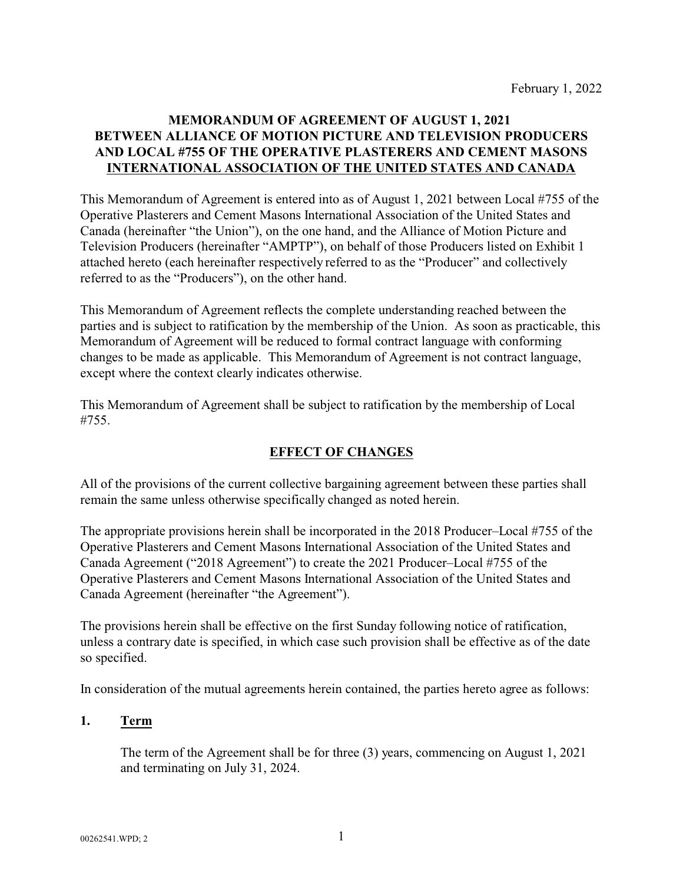February 1, 2022

# MEMORANDUM OF AGREEMENT OF AUGUST 1, 2021 BETWEEN ALLIANCE OF MOTION PICTURE AND TELEVISION PRODUCERS AND LOCAL #755 OF THE OPERATIVE PLASTERERS AND CEMENT MASONS INTERNATIONAL ASSOCIATION OF THE UNITED STATES AND CANADA

This Memorandum of Agreement is entered into as of August 1, 2021 between Local #755 of the Operative Plasterers and Cement Masons International Association of the United States and Canada (hereinafter "the Union"), on the one hand, and the Alliance of Motion Picture and Television Producers (hereinafter "AMPTP"), on behalf of those Producers listed on Exhibit 1 attached hereto (each hereinafter respectively referred to as the "Producer" and collectively referred to as the "Producers"), on the other hand.

This Memorandum of Agreement reflects the complete understanding reached between the parties and is subject to ratification by the membership of the Union. As soon as practicable, this Memorandum of Agreement will be reduced to formal contract language with conforming changes to be made as applicable. This Memorandum of Agreement is not contract language, except where the context clearly indicates otherwise.

This Memorandum of Agreement shall be subject to ratification by the membership of Local #755.

## EFFECT OF CHANGES

All of the provisions of the current collective bargaining agreement between these parties shall remain the same unless otherwise specifically changed as noted herein.

The appropriate provisions herein shall be incorporated in the 2018 Producer–Local #755 of the Operative Plasterers and Cement Masons International Association of the United States and Canada Agreement ("2018 Agreement") to create the 2021 Producer–Local #755 of the Operative Plasterers and Cement Masons International Association of the United States and Canada Agreement (hereinafter "the Agreement").

The provisions herein shall be effective on the first Sunday following notice of ratification, unless a contrary date is specified, in which case such provision shall be effective as of the date so specified.

In consideration of the mutual agreements herein contained, the parties hereto agree as follows:

## 1. Term

The term of the Agreement shall be for three (3) years, commencing on August 1, 2021 and terminating on July 31, 2024.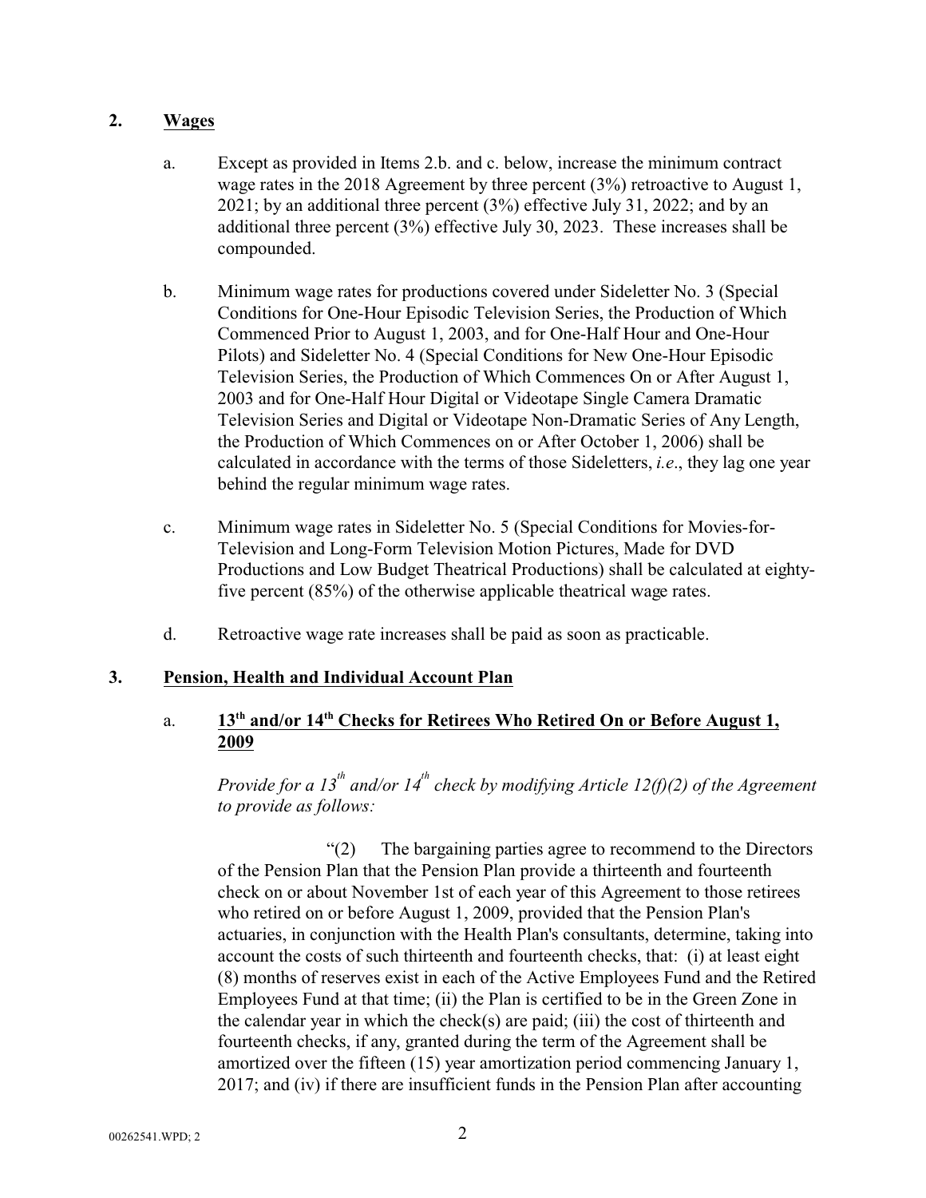## 2. Wages

a. Except as provided in Items 2.b. and c. below, increase the minimum contract wage rates in the 2018 Agreement by three percent (3%) retroactive to August 1, 2021; by an additional three percent (3%) effective July 31, 2022; and by an additional three percent (3%) effective July 30, 2023. These increases shall be compounded.

b. Minimum wage rates for productions covered under Sideletter No. 3 (Special Conditions for One-Hour Episodic Television Series, the Production of Which Commenced Prior to August 1, 2003, and for One-Half Hour and One-Hour Pilots) and Sideletter No. 4 (Special Conditions for New One-Hour Episodic Television Series, the Production of Which Commences On or After August 1, 2003 and for One-Half Hour Digital or Videotape Single Camera Dramatic Television Series and Digital or Videotape Non-Dramatic Series of Any Length, the Production of Which Commences on or After October 1, 2006) shall be calculated in accordance with the terms of those Sideletters, *i.e*., they lag one year behind the regular minimum wage rates.

c. Minimum wage rates in Sideletter No. 5 (Special Conditions for Movies-for-Television and Long-Form Television Motion Pictures, Made for DVD Productions and Low Budget Theatrical Productions) shall be calculated at eighty-five percent (85%) of the otherwise applicable theatrical wage rates.

d. Retroactive wage rate increases shall be paid as soon as practicable.

## 3. Pension, Health and Individual Account Plan

### a. 13th and/or 14th Checks for Retirees Who Retired On or Before August 1, 2009

*Provide for a 13th and/or 14th check by modifying Article 12(f)(2) of the Agreement to provide as follows:*

"(2) The bargaining parties agree to recommend to the Directors of the Pension Plan that the Pension Plan provide a thirteenth and fourteenth check on or about November 1st of each year of this Agreement to those retirees who retired on or before August 1, 2009, provided that the Pension Plan's actuaries, in conjunction with the Health Plan's consultants, determine, taking into account the costs of such thirteenth and fourteenth checks, that: (i) at least eight (8) months of reserves exist in each of the Active Employees Fund and the Retired Employees Fund at that time; (ii) the Plan is certified to be in the Green Zone in the calendar year in which the check(s) are paid; (iii) the cost of thirteenth and fourteenth checks, if any, granted during the term of the Agreement shall be amortized over the fifteen (15) year amortization period commencing January 1, 2017; and (iv) if there are insufficient funds in the Pension Plan after accounting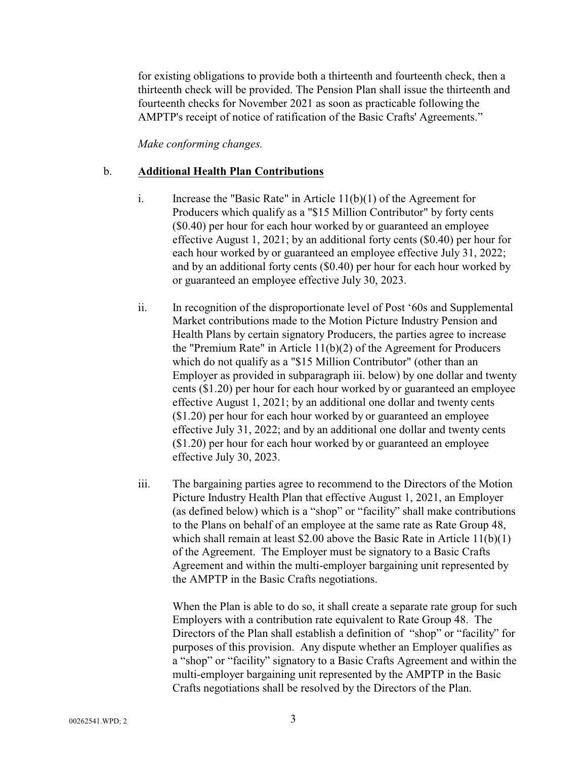for existing obligations to provide both a thirteenth and fourteenth check, then a thirteenth check will be provided. The Pension Plan shall issue the thirteenth and fourteenth checks for November 2021 as soon as practicable following the AMPTP's receipt of notice of ratification of the Basic Crafts' Agreements."

*Make conforming changes.*

b. **Additional Health Plan Contributions**

i. Increase the "Basic Rate" in Article 11(b)(1) of the Agreement for Producers which qualify as a "$15 Million Contributor" by forty cents ($0.40) per hour for each hour worked by or guaranteed an employee effective August 1, 2021; by an additional forty cents ($0.40) per hour for each hour worked by or guaranteed an employee effective July 31, 2022; and by an additional forty cents ($0.40) per hour for each hour worked by or guaranteed an employee effective July 30, 2023.

ii. In recognition of the disproportionate level of Post '60s and Supplemental Market contributions made to the Motion Picture Industry Pension and Health Plans by certain signatory Producers, the parties agree to increase the "Premium Rate" in Article 11(b)(2) of the Agreement for Producers which do not qualify as a "$15 Million Contributor" (other than an Employer as provided in subparagraph iii. below) by one dollar and twenty cents ($1.20) per hour for each hour worked by or guaranteed an employee effective August 1, 2021; by an additional one dollar and twenty cents ($1.20) per hour for each hour worked by or guaranteed an employee effective July 31, 2022; and by an additional one dollar and twenty cents ($1.20) per hour for each hour worked by or guaranteed an employee effective July 30, 2023.

iii. The bargaining parties agree to recommend to the Directors of the Motion Picture Industry Health Plan that effective August 1, 2021, an Employer (as defined below) which is a "shop" or "facility" shall make contributions to the Plans on behalf of an employee at the same rate as Rate Group 48, which shall remain at least $2.00 above the Basic Rate in Article 11(b)(1) of the Agreement. The Employer must be signatory to a Basic Crafts Agreement and within the multi-employer bargaining unit represented by the AMPTP in the Basic Crafts negotiations.

When the Plan is able to do so, it shall create a separate rate group for such Employers with a contribution rate equivalent to Rate Group 48. The Directors of the Plan shall establish a definition of "shop" or "facility" for purposes of this provision. Any dispute whether an Employer qualifies as a "shop" or "facility" signatory to a Basic Crafts Agreement and within the multi-employer bargaining unit represented by the AMPTP in the Basic Crafts negotiations shall be resolved by the Directors of the Plan.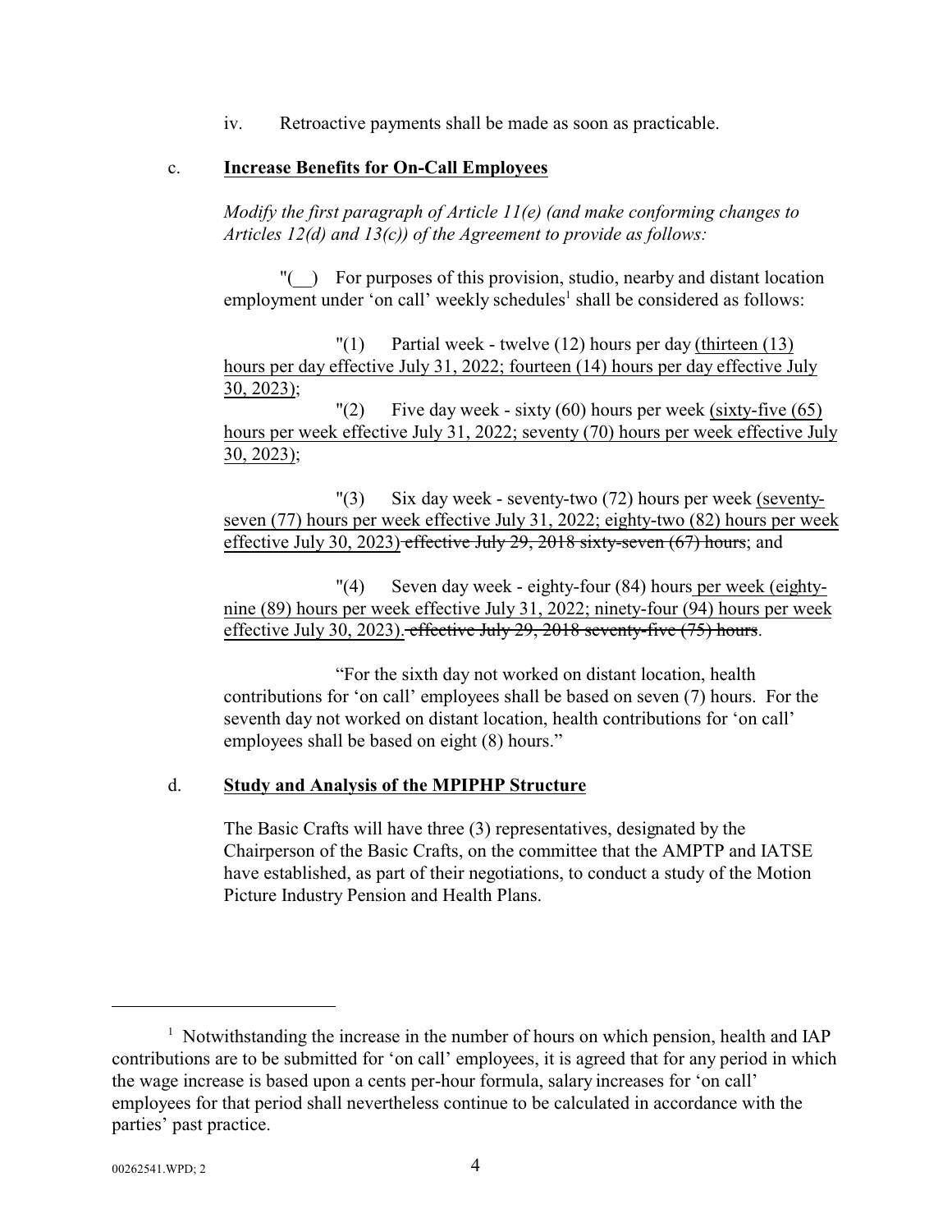iv. Retroactive payments shall be made as soon as practicable.

c. **Increase Benefits for On-Call Employees**

*Modify the first paragraph of Article 11(e) (and make conforming changes to Articles 12(d) and 13(c)) of the Agreement to provide as follows:*

"(__) For purposes of this provision, studio, nearby and distant location employment under 'on call' weekly schedules[1] shall be considered as follows:

"(1) Partial week - twelve (12) hours per day <u>(thirteen (13) hours per day effective July 31, 2022; fourteen (14) hours per day effective July 30, 2023)</u>;

"(2) Five day week - sixty (60) hours per week <u>(sixty-five (65) hours per week effective July 31, 2022; seventy (70) hours per week effective July 30, 2023)</u>;

"(3) Six day week - seventy-two (72) hours per week <u>(seventy-seven (77) hours per week effective July 31, 2022; eighty-two (82) hours per week effective July 30, 2023)</u> ~~effective July 29, 2018 sixty-seven (67) hours~~; and

"(4) Seven day week - eighty-four (84) hours <u>per week (eighty-nine (89) hours per week effective July 31, 2022; ninety-four (94) hours per week effective July 30, 2023).</u> ~~effective July 29, 2018 seventy-five (75) hours~~.

"For the sixth day not worked on distant location, health contributions for 'on call' employees shall be based on seven (7) hours. For the seventh day not worked on distant location, health contributions for 'on call' employees shall be based on eight (8) hours."

d. **Study and Analysis of the MPIPHP Structure**

The Basic Crafts will have three (3) representatives, designated by the Chairperson of the Basic Crafts, on the committee that the AMPTP and IATSE have established, as part of their negotiations, to conduct a study of the Motion Picture Industry Pension and Health Plans.

---

[1] Notwithstanding the increase in the number of hours on which pension, health and IAP contributions are to be submitted for 'on call' employees, it is agreed that for any period in which the wage increase is based upon a cents per-hour formula, salary increases for 'on call' employees for that period shall nevertheless continue to be calculated in accordance with the parties' past practice.

00262541.WPD; 2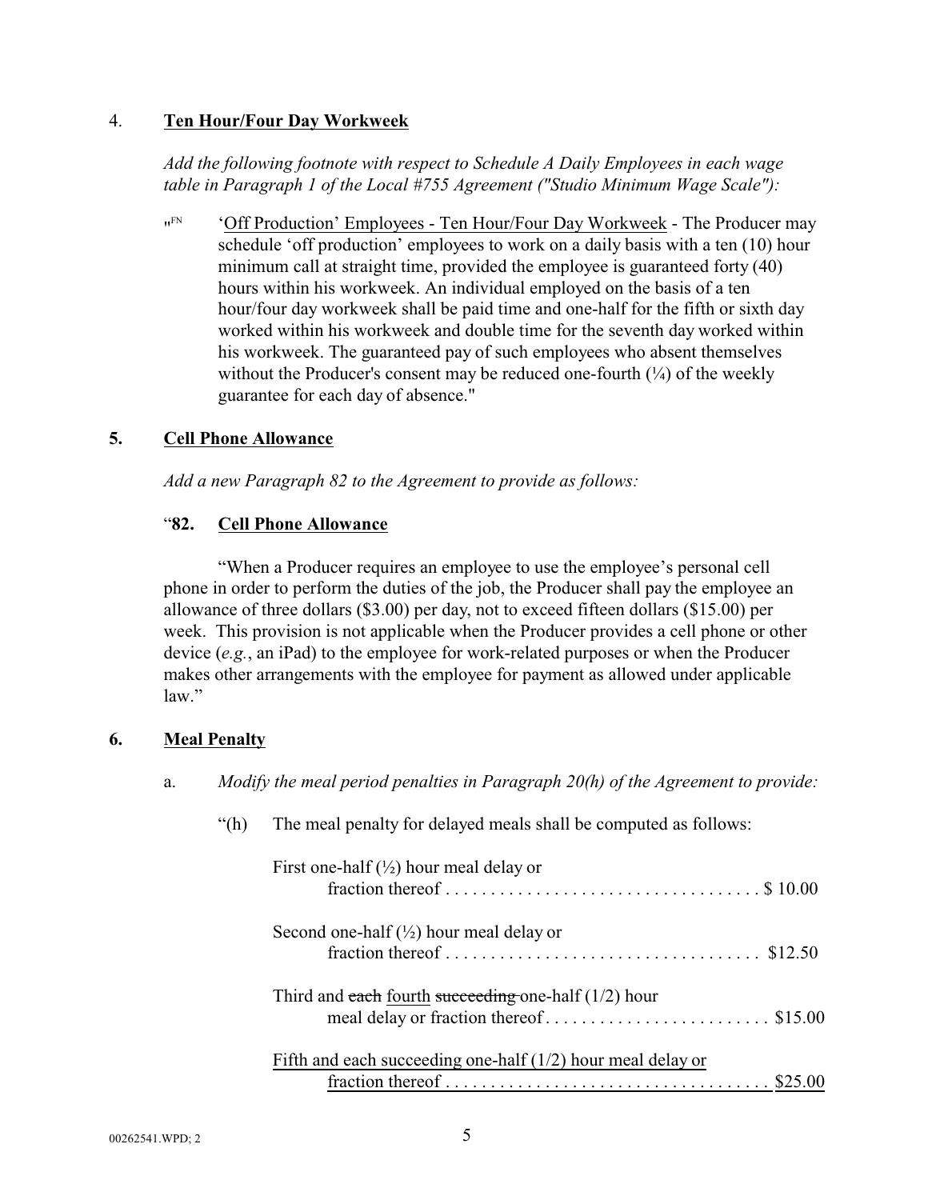4. **Ten Hour/Four Day Workweek**

*Add the following footnote with respect to Schedule A Daily Employees in each wage table in Paragraph 1 of the Local #755 Agreement ("Studio Minimum Wage Scale"):*

"[FN] 'Off Production' Employees - Ten Hour/Four Day Workweek - The Producer may schedule 'off production' employees to work on a daily basis with a ten (10) hour minimum call at straight time, provided the employee is guaranteed forty (40) hours within his workweek. An individual employed on the basis of a ten hour/four day workweek shall be paid time and one-half for the fifth or sixth day worked within his workweek and double time for the seventh day worked within his workweek. The guaranteed pay of such employees who absent themselves without the Producer's consent may be reduced one-fourth (¼) of the weekly guarantee for each day of absence."

**5. Cell Phone Allowance**

*Add a new Paragraph 82 to the Agreement to provide as follows:*

"**82. Cell Phone Allowance**

"When a Producer requires an employee to use the employee's personal cell phone in order to perform the duties of the job, the Producer shall pay the employee an allowance of three dollars ($3.00) per day, not to exceed fifteen dollars ($15.00) per week. This provision is not applicable when the Producer provides a cell phone or other device (*e.g.*, an iPad) to the employee for work-related purposes or when the Producer makes other arrangements with the employee for payment as allowed under applicable law."

**6. Meal Penalty**

a. *Modify the meal period penalties in Paragraph 20(h) of the Agreement to provide:*

"(h) The meal penalty for delayed meals shall be computed as follows:

First one-half (½) hour meal delay or fraction thereof . . . . . . . . . . . . . . . . . . . . . . . . . . . . . . . . . . . $ 10.00

Second one-half (½) hour meal delay or fraction thereof . . . . . . . . . . . . . . . . . . . . . . . . . . . . . . . . . . . $12.50

Third and ~~each~~ fourth ~~succeeding~~ one-half (1/2) hour meal delay or fraction thereof . . . . . . . . . . . . . . . . . . . . . . . . . $15.00

Fifth and each succeeding one-half (1/2) hour meal delay or fraction thereof . . . . . . . . . . . . . . . . . . . . . . . . . . . . . . . . . . . . $25.00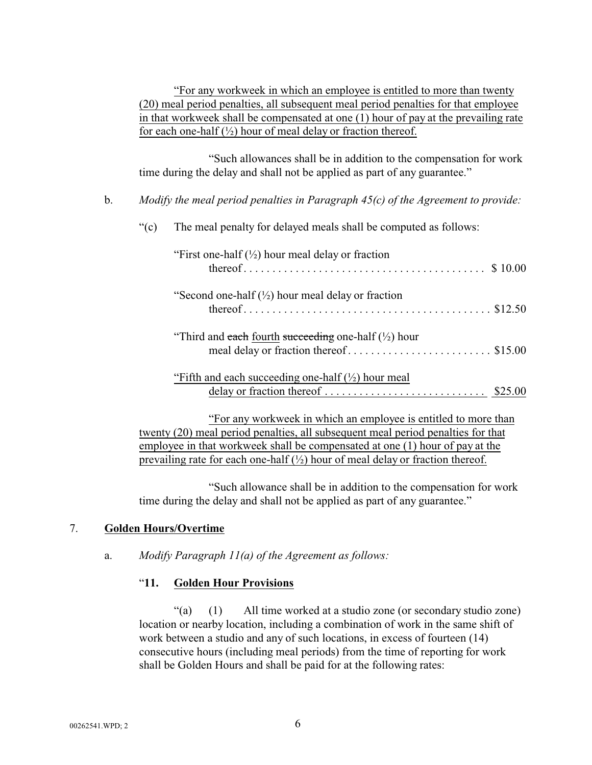<u>"For any workweek in which an employee is entitled to more than twenty (20) meal period penalties, all subsequent meal period penalties for that employee in that workweek shall be compensated at one (1) hour of pay at the prevailing rate for each one-half (½) hour of meal delay or fraction thereof.</u>

"Such allowances shall be in addition to the compensation for work time during the delay and shall not be applied as part of any guarantee."

b. *Modify the meal period penalties in Paragraph 45(c) of the Agreement to provide:*

"(c) The meal penalty for delayed meals shall be computed as follows:

"First one-half (½) hour meal delay or fraction thereof . . . . . . . . . . . . . . . . . . . . . . . . . . . . . . . . . . . . . . . . . $ 10.00

"Second one-half (½) hour meal delay or fraction thereof . . . . . . . . . . . . . . . . . . . . . . . . . . . . . . . . . . . . . . . . . $12.50

"Third and ~~each~~ <u>fourth</u> ~~succeeding~~ one-half (½) hour meal delay or fraction thereof . . . . . . . . . . . . . . . . . . . . . . . . . $15.00

<u>"Fifth and each succeeding one-half (½) hour meal delay or fraction thereof . . . . . . . . . . . . . . . . . . . . . . . . . . . . $25.00</u>

<u>"For any workweek in which an employee is entitled to more than twenty (20) meal period penalties, all subsequent meal period penalties for that employee in that workweek shall be compensated at one (1) hour of pay at the prevailing rate for each one-half (½) hour of meal delay or fraction thereof.</u>

"Such allowance shall be in addition to the compensation for work time during the delay and shall not be applied as part of any guarantee."

## 7. <u>Golden Hours/Overtime</u>

a. *Modify Paragraph 11(a) of the Agreement as follows:*

### "11. <u>Golden Hour Provisions</u>

"(a) (1) All time worked at a studio zone (or secondary studio zone) location or nearby location, including a combination of work in the same shift of work between a studio and any of such locations, in excess of fourteen (14) consecutive hours (including meal periods) from the time of reporting for work shall be Golden Hours and shall be paid for at the following rates: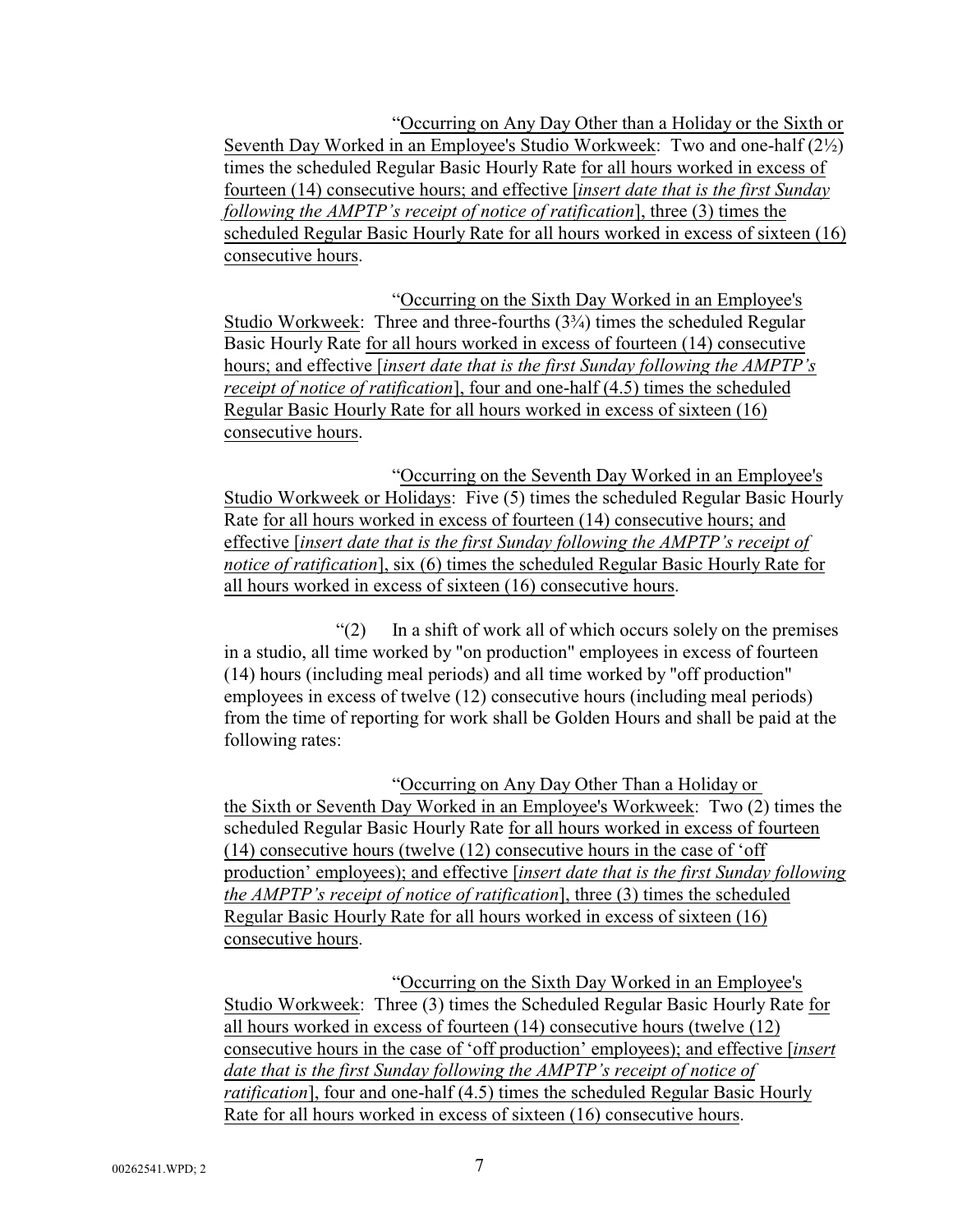"Occurring on Any Day Other than a Holiday or the Sixth or Seventh Day Worked in an Employee's Studio Workweek: Two and one-half (2½) times the scheduled Regular Basic Hourly Rate for all hours worked in excess of fourteen (14) consecutive hours; and effective [*insert date that is the first Sunday following the AMPTP's receipt of notice of ratification*], three (3) times the scheduled Regular Basic Hourly Rate for all hours worked in excess of sixteen (16) consecutive hours.

"Occurring on the Sixth Day Worked in an Employee's Studio Workweek: Three and three-fourths (3¾) times the scheduled Regular Basic Hourly Rate for all hours worked in excess of fourteen (14) consecutive hours; and effective [*insert date that is the first Sunday following the AMPTP's receipt of notice of ratification*], four and one-half (4.5) times the scheduled Regular Basic Hourly Rate for all hours worked in excess of sixteen (16) consecutive hours.

"Occurring on the Seventh Day Worked in an Employee's Studio Workweek or Holidays: Five (5) times the scheduled Regular Basic Hourly Rate for all hours worked in excess of fourteen (14) consecutive hours; and effective [*insert date that is the first Sunday following the AMPTP's receipt of notice of ratification*], six (6) times the scheduled Regular Basic Hourly Rate for all hours worked in excess of sixteen (16) consecutive hours.

"(2) In a shift of work all of which occurs solely on the premises in a studio, all time worked by "on production" employees in excess of fourteen (14) hours (including meal periods) and all time worked by "off production" employees in excess of twelve (12) consecutive hours (including meal periods) from the time of reporting for work shall be Golden Hours and shall be paid at the following rates:

"Occurring on Any Day Other Than a Holiday or the Sixth or Seventh Day Worked in an Employee's Workweek: Two (2) times the scheduled Regular Basic Hourly Rate for all hours worked in excess of fourteen (14) consecutive hours (twelve (12) consecutive hours in the case of 'off production' employees); and effective [*insert date that is the first Sunday following the AMPTP's receipt of notice of ratification*], three (3) times the scheduled Regular Basic Hourly Rate for all hours worked in excess of sixteen (16) consecutive hours.

"Occurring on the Sixth Day Worked in an Employee's Studio Workweek: Three (3) times the Scheduled Regular Basic Hourly Rate for all hours worked in excess of fourteen (14) consecutive hours (twelve (12) consecutive hours in the case of 'off production' employees); and effective [*insert date that is the first Sunday following the AMPTP's receipt of notice of ratification*], four and one-half (4.5) times the scheduled Regular Basic Hourly Rate for all hours worked in excess of sixteen (16) consecutive hours.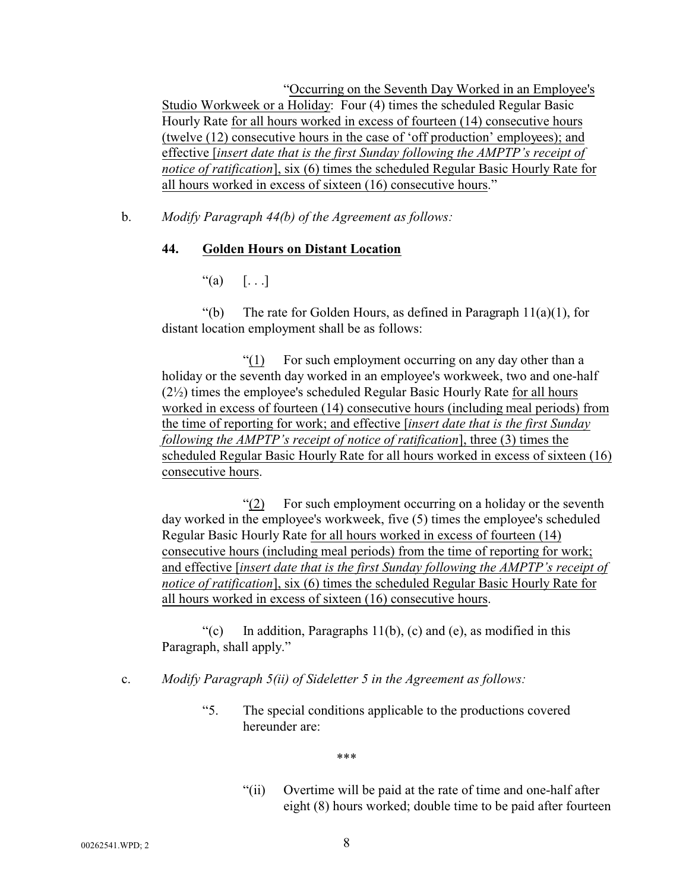"Occurring on the Seventh Day Worked in an Employee's Studio Workweek or a Holiday: Four (4) times the scheduled Regular Basic Hourly Rate for all hours worked in excess of fourteen (14) consecutive hours (twelve (12) consecutive hours in the case of 'off production' employees); and effective [*insert date that is the first Sunday following the AMPTP's receipt of notice of ratification*], six (6) times the scheduled Regular Basic Hourly Rate for all hours worked in excess of sixteen (16) consecutive hours."

b. *Modify Paragraph 44(b) of the Agreement as follows:*

**44. Golden Hours on Distant Location**

"(a) [. . .]

"(b) The rate for Golden Hours, as defined in Paragraph 11(a)(1), for distant location employment shall be as follows:

"(1) For such employment occurring on any day other than a holiday or the seventh day worked in an employee's workweek, two and one-half (2½) times the employee's scheduled Regular Basic Hourly Rate for all hours worked in excess of fourteen (14) consecutive hours (including meal periods) from the time of reporting for work; and effective [*insert date that is the first Sunday following the AMPTP's receipt of notice of ratification*], three (3) times the scheduled Regular Basic Hourly Rate for all hours worked in excess of sixteen (16) consecutive hours.

"(2) For such employment occurring on a holiday or the seventh day worked in the employee's workweek, five (5) times the employee's scheduled Regular Basic Hourly Rate for all hours worked in excess of fourteen (14) consecutive hours (including meal periods) from the time of reporting for work; and effective [*insert date that is the first Sunday following the AMPTP's receipt of notice of ratification*], six (6) times the scheduled Regular Basic Hourly Rate for all hours worked in excess of sixteen (16) consecutive hours.

"(c) In addition, Paragraphs 11(b), (c) and (e), as modified in this Paragraph, shall apply."

c. *Modify Paragraph 5(ii) of Sideletter 5 in the Agreement as follows:*

"5. The special conditions applicable to the productions covered hereunder are:

\*\*\*

"(ii) Overtime will be paid at the rate of time and one-half after eight (8) hours worked; double time to be paid after fourteen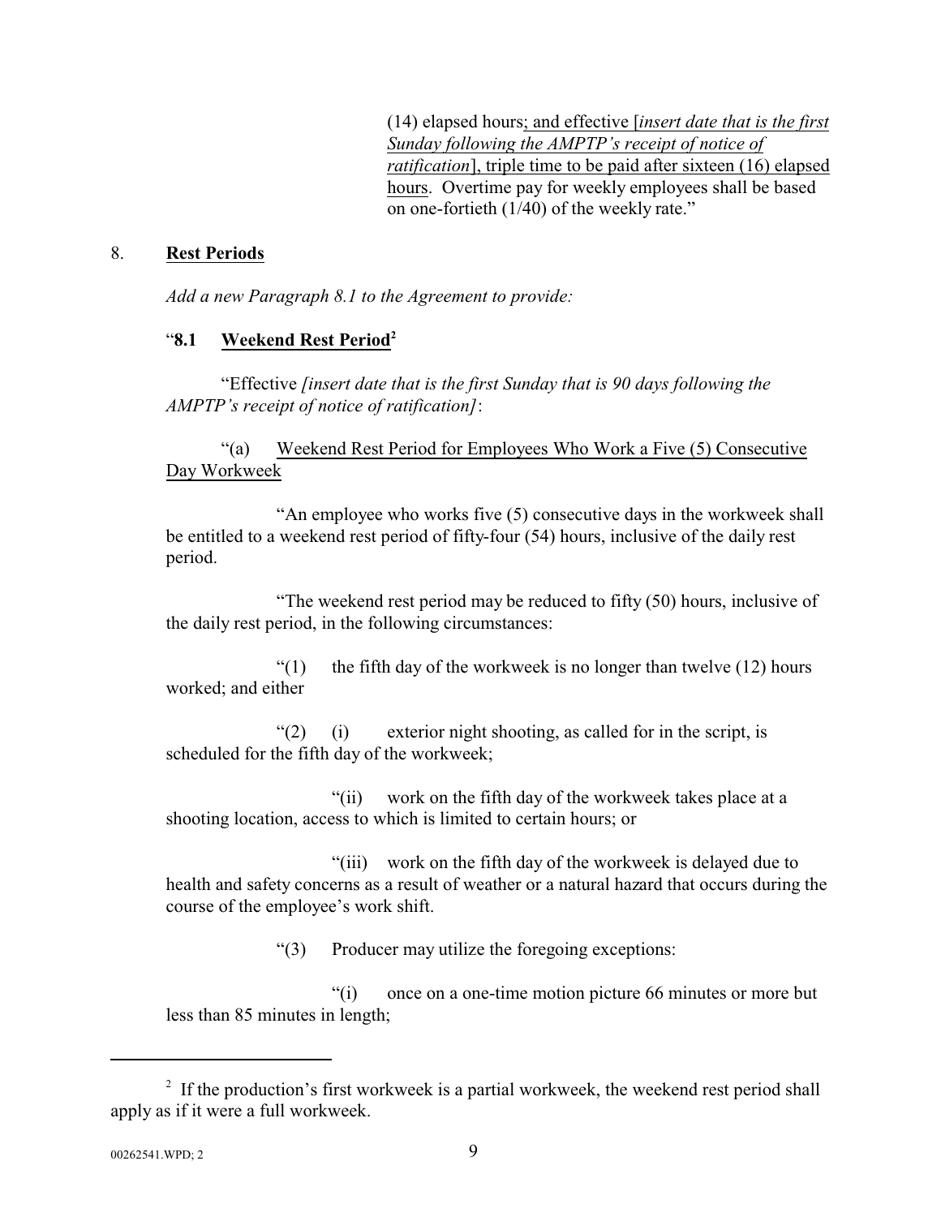(14) elapsed hours; and effective [*insert date that is the first Sunday following the AMPTP's receipt of notice of ratification*], triple time to be paid after sixteen (16) elapsed hours. Overtime pay for weekly employees shall be based on one-fortieth (1/40) of the weekly rate."

8. **Rest Periods**

*Add a new Paragraph 8.1 to the Agreement to provide:*

"**8.1 Weekend Rest Period**[2]

"Effective *[insert date that is the first Sunday that is 90 days following the AMPTP's receipt of notice of ratification]*:

"(a) Weekend Rest Period for Employees Who Work a Five (5) Consecutive Day Workweek

"An employee who works five (5) consecutive days in the workweek shall be entitled to a weekend rest period of fifty-four (54) hours, inclusive of the daily rest period.

"The weekend rest period may be reduced to fifty (50) hours, inclusive of the daily rest period, in the following circumstances:

"(1) the fifth day of the workweek is no longer than twelve (12) hours worked; and either

"(2) (i) exterior night shooting, as called for in the script, is scheduled for the fifth day of the workweek;

"(ii) work on the fifth day of the workweek takes place at a shooting location, access to which is limited to certain hours; or

"(iii) work on the fifth day of the workweek is delayed due to health and safety concerns as a result of weather or a natural hazard that occurs during the course of the employee's work shift.

"(3) Producer may utilize the foregoing exceptions:

"(i) once on a one-time motion picture 66 minutes or more but less than 85 minutes in length;

---

[2] If the production's first workweek is a partial workweek, the weekend rest period shall apply as if it were a full workweek.

00262541.WPD; 2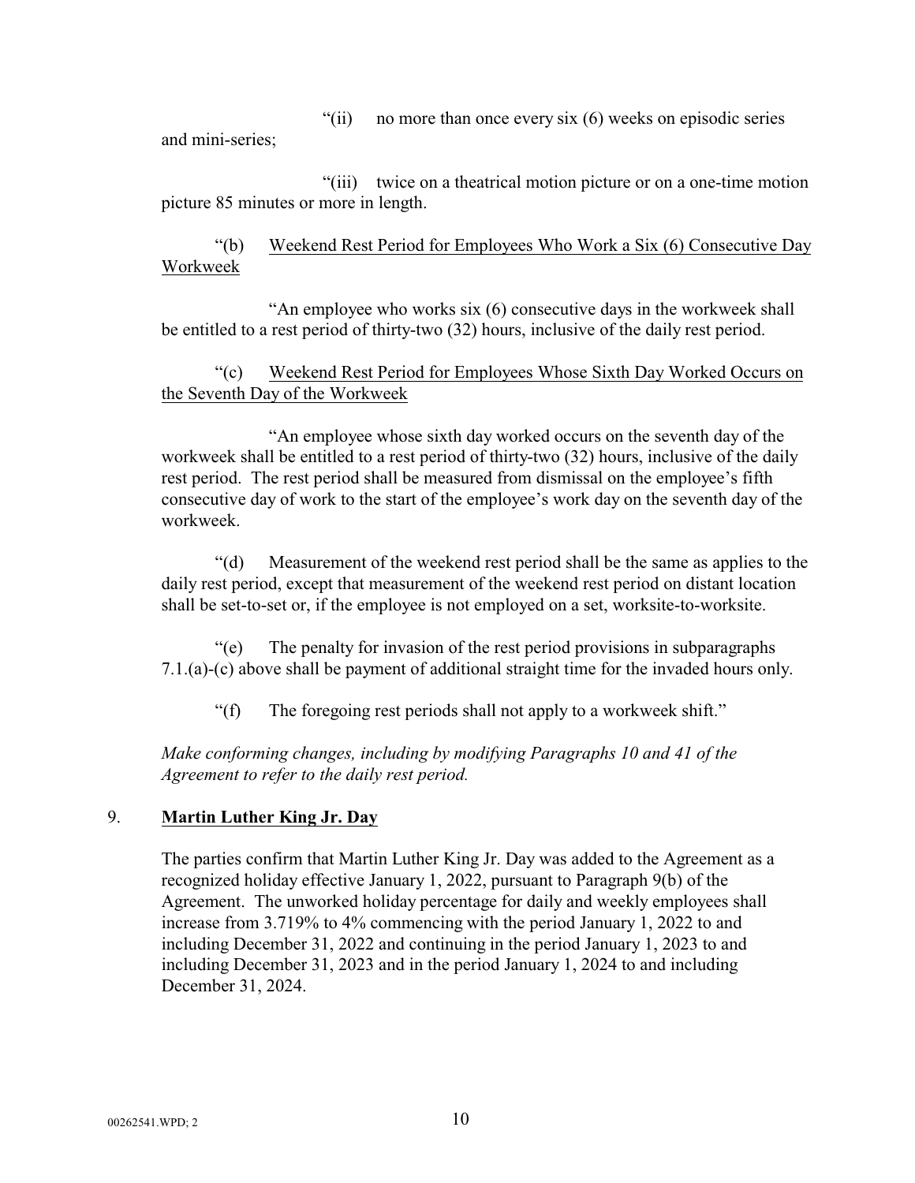"(ii) no more than once every six (6) weeks on episodic series and mini-series;

"(iii) twice on a theatrical motion picture or on a one-time motion picture 85 minutes or more in length.

"(b) <u>Weekend Rest Period for Employees Who Work a Six (6) Consecutive Day Workweek</u>

"An employee who works six (6) consecutive days in the workweek shall be entitled to a rest period of thirty-two (32) hours, inclusive of the daily rest period.

"(c) <u>Weekend Rest Period for Employees Whose Sixth Day Worked Occurs on the Seventh Day of the Workweek</u>

"An employee whose sixth day worked occurs on the seventh day of the workweek shall be entitled to a rest period of thirty-two (32) hours, inclusive of the daily rest period. The rest period shall be measured from dismissal on the employee's fifth consecutive day of work to the start of the employee's work day on the seventh day of the workweek.

"(d) Measurement of the weekend rest period shall be the same as applies to the daily rest period, except that measurement of the weekend rest period on distant location shall be set-to-set or, if the employee is not employed on a set, worksite-to-worksite.

"(e) The penalty for invasion of the rest period provisions in subparagraphs 7.1.(a)-(c) above shall be payment of additional straight time for the invaded hours only.

"(f) The foregoing rest periods shall not apply to a workweek shift."

*Make conforming changes, including by modifying Paragraphs 10 and 41 of the Agreement to refer to the daily rest period.*

## 9. Martin Luther King Jr. Day

The parties confirm that Martin Luther King Jr. Day was added to the Agreement as a recognized holiday effective January 1, 2022, pursuant to Paragraph 9(b) of the Agreement. The unworked holiday percentage for daily and weekly employees shall increase from 3.719% to 4% commencing with the period January 1, 2022 to and including December 31, 2022 and continuing in the period January 1, 2023 to and including December 31, 2023 and in the period January 1, 2024 to and including December 31, 2024.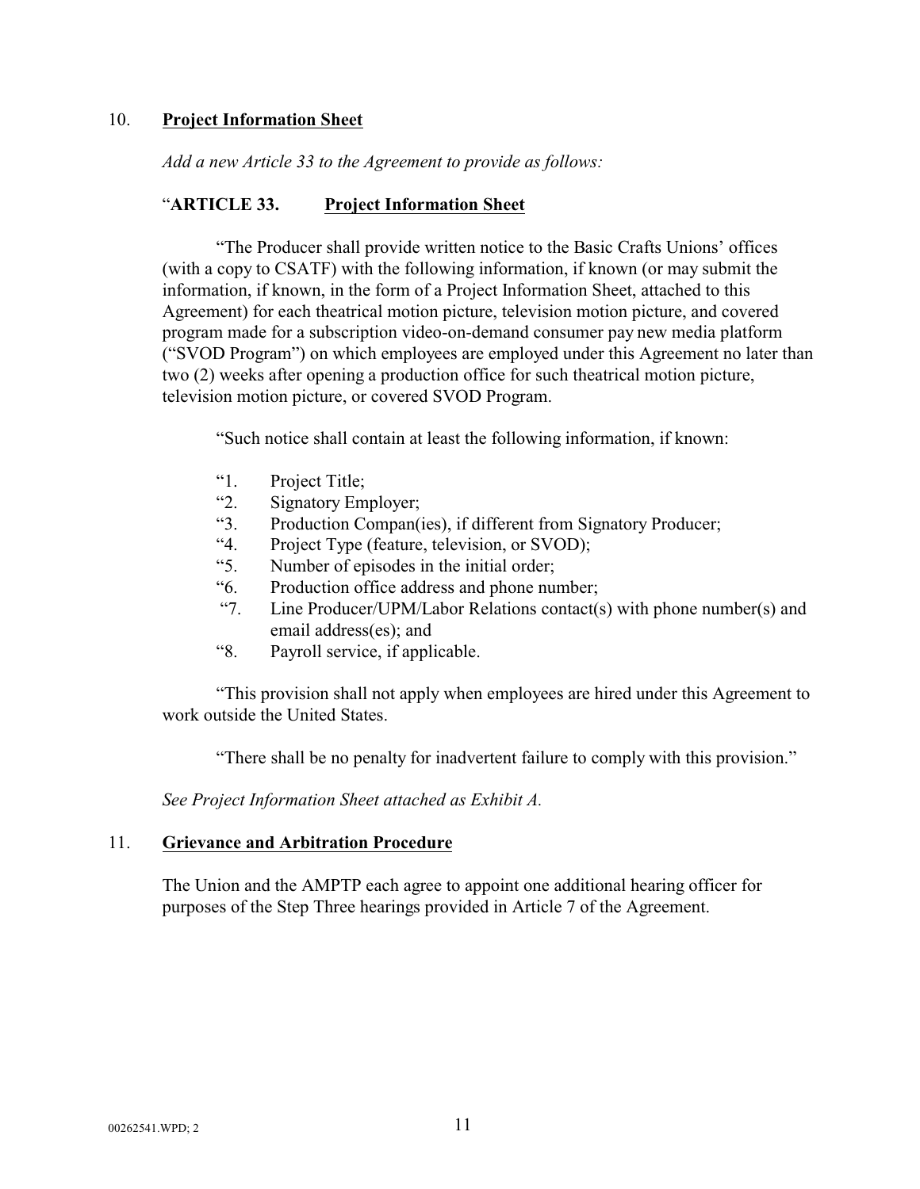## 10. **Project Information Sheet**

*Add a new Article 33 to the Agreement to provide as follows:*

"**ARTICLE 33.** **Project Information Sheet**

"The Producer shall provide written notice to the Basic Crafts Unions' offices (with a copy to CSATF) with the following information, if known (or may submit the information, if known, in the form of a Project Information Sheet, attached to this Agreement) for each theatrical motion picture, television motion picture, and covered program made for a subscription video-on-demand consumer pay new media platform ("SVOD Program") on which employees are employed under this Agreement no later than two (2) weeks after opening a production office for such theatrical motion picture, television motion picture, or covered SVOD Program.

"Such notice shall contain at least the following information, if known:

"1. Project Title;
"2. Signatory Employer;
"3. Production Compan(ies), if different from Signatory Producer;
"4. Project Type (feature, television, or SVOD);
"5. Number of episodes in the initial order;
"6. Production office address and phone number;
"7. Line Producer/UPM/Labor Relations contact(s) with phone number(s) and email address(es); and
"8. Payroll service, if applicable.

"This provision shall not apply when employees are hired under this Agreement to work outside the United States.

"There shall be no penalty for inadvertent failure to comply with this provision."

*See Project Information Sheet attached as Exhibit A.*

## 11. **Grievance and Arbitration Procedure**

The Union and the AMPTP each agree to appoint one additional hearing officer for purposes of the Step Three hearings provided in Article 7 of the Agreement.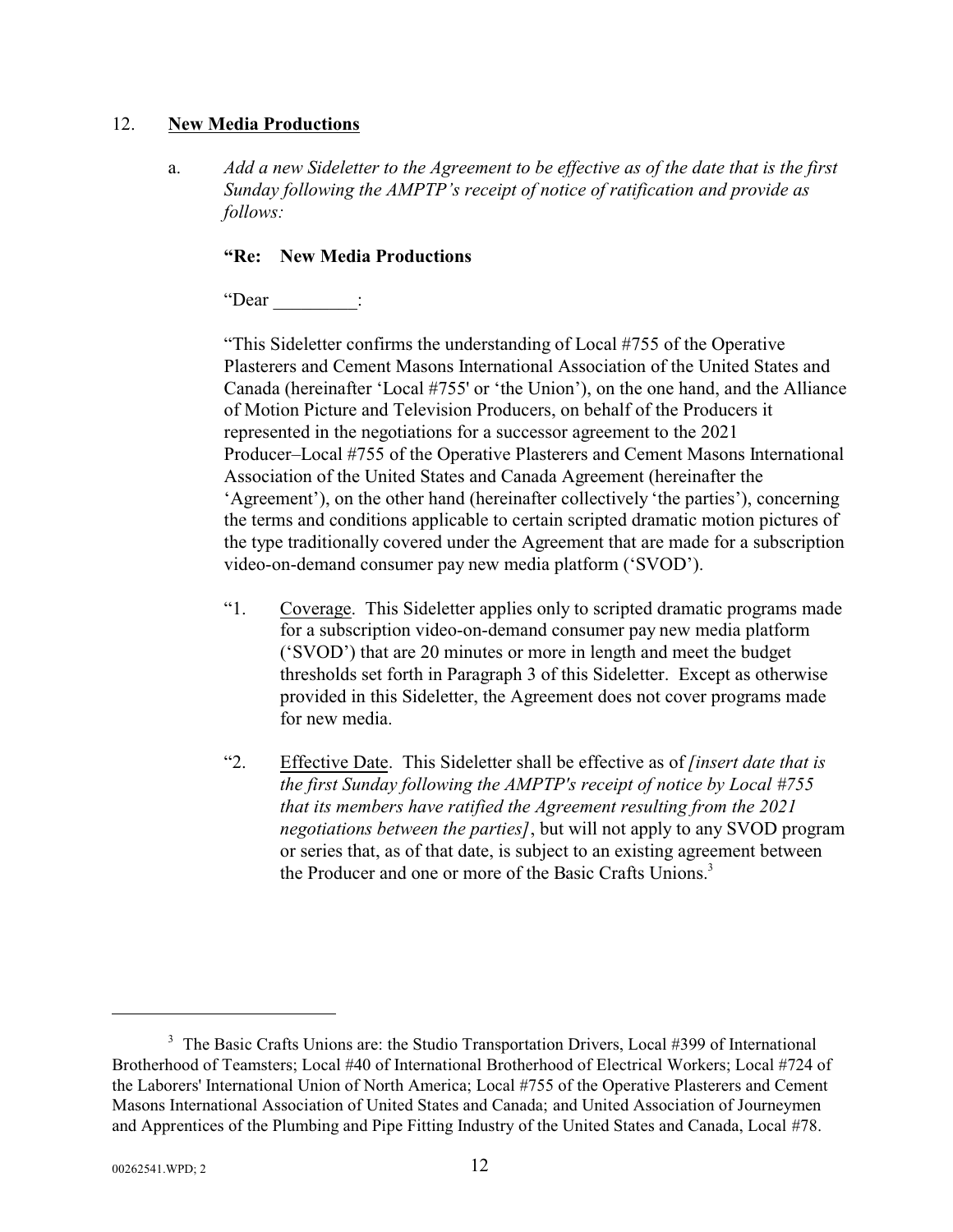12. **New Media Productions**

a. *Add a new Sideletter to the Agreement to be effective as of the date that is the first Sunday following the AMPTP's receipt of notice of ratification and provide as follows:*

**"Re: New Media Productions**

"Dear _________:

"This Sideletter confirms the understanding of Local #755 of the Operative Plasterers and Cement Masons International Association of the United States and Canada (hereinafter 'Local #755' or 'the Union'), on the one hand, and the Alliance of Motion Picture and Television Producers, on behalf of the Producers it represented in the negotiations for a successor agreement to the 2021 Producer–Local #755 of the Operative Plasterers and Cement Masons International Association of the United States and Canada Agreement (hereinafter the 'Agreement'), on the other hand (hereinafter collectively 'the parties'), concerning the terms and conditions applicable to certain scripted dramatic motion pictures of the type traditionally covered under the Agreement that are made for a subscription video-on-demand consumer pay new media platform ('SVOD').

"1. Coverage. This Sideletter applies only to scripted dramatic programs made for a subscription video-on-demand consumer pay new media platform ('SVOD') that are 20 minutes or more in length and meet the budget thresholds set forth in Paragraph 3 of this Sideletter. Except as otherwise provided in this Sideletter, the Agreement does not cover programs made for new media.

"2. Effective Date. This Sideletter shall be effective as of *[insert date that is the first Sunday following the AMPTP's receipt of notice by Local #755 that its members have ratified the Agreement resulting from the 2021 negotiations between the parties]*, but will not apply to any SVOD program or series that, as of that date, is subject to an existing agreement between the Producer and one or more of the Basic Crafts Unions.[3]

[3] The Basic Crafts Unions are: the Studio Transportation Drivers, Local #399 of International Brotherhood of Teamsters; Local #40 of International Brotherhood of Electrical Workers; Local #724 of the Laborers' International Union of North America; Local #755 of the Operative Plasterers and Cement Masons International Association of United States and Canada; and United Association of Journeymen and Apprentices of the Plumbing and Pipe Fitting Industry of the United States and Canada, Local #78.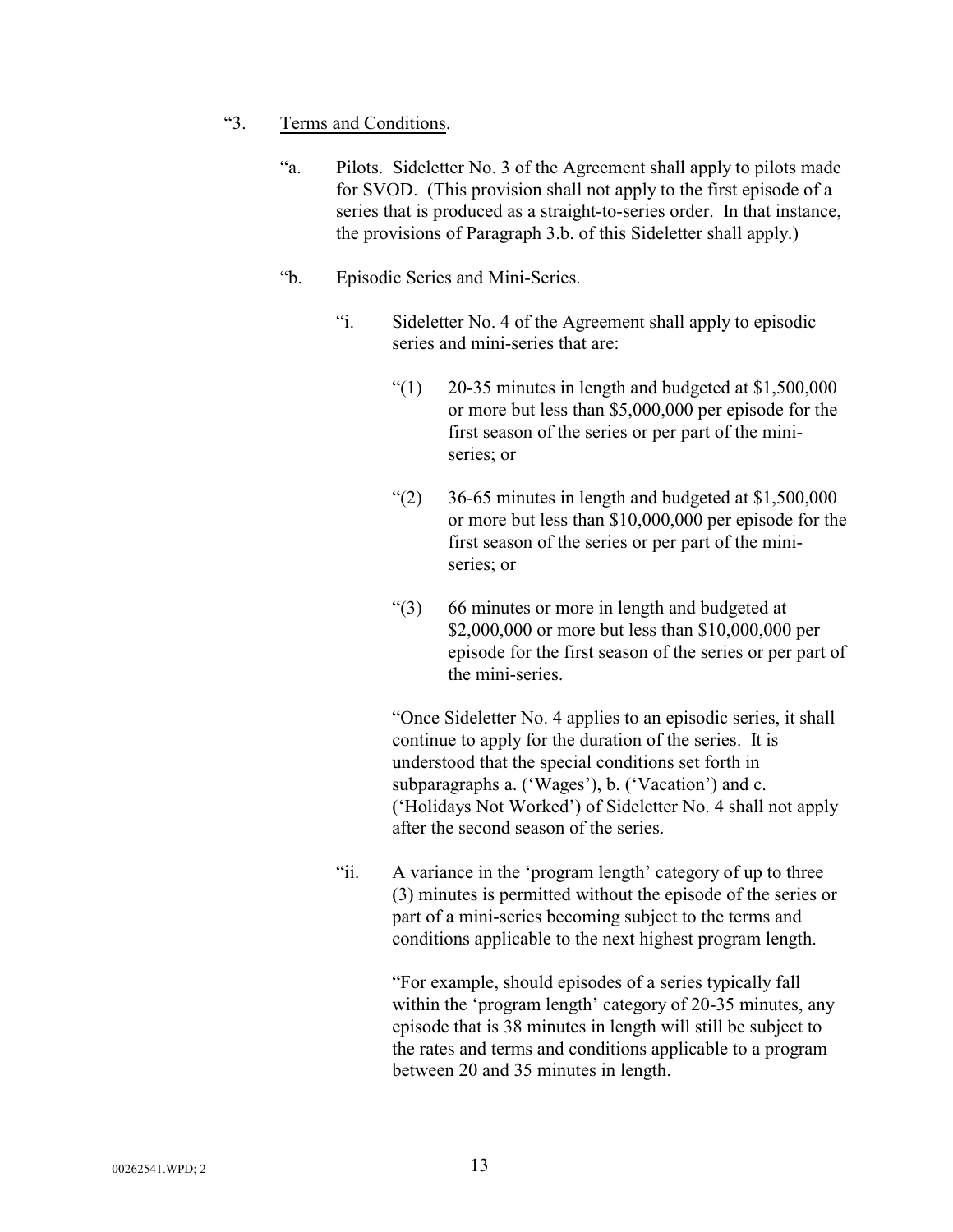"3. Terms and Conditions.

"a. Pilots. Sideletter No. 3 of the Agreement shall apply to pilots made for SVOD. (This provision shall not apply to the first episode of a series that is produced as a straight-to-series order. In that instance, the provisions of Paragraph 3.b. of this Sideletter shall apply.)

"b. Episodic Series and Mini-Series.

"i. Sideletter No. 4 of the Agreement shall apply to episodic series and mini-series that are:

"(1) 20-35 minutes in length and budgeted at $1,500,000 or more but less than $5,000,000 per episode for the first season of the series or per part of the mini-series; or

"(2) 36-65 minutes in length and budgeted at $1,500,000 or more but less than $10,000,000 per episode for the first season of the series or per part of the mini-series; or

"(3) 66 minutes or more in length and budgeted at $2,000,000 or more but less than $10,000,000 per episode for the first season of the series or per part of the mini-series.

"Once Sideletter No. 4 applies to an episodic series, it shall continue to apply for the duration of the series. It is understood that the special conditions set forth in subparagraphs a. ('Wages'), b. ('Vacation') and c. ('Holidays Not Worked') of Sideletter No. 4 shall not apply after the second season of the series.

"ii. A variance in the 'program length' category of up to three (3) minutes is permitted without the episode of the series or part of a mini-series becoming subject to the terms and conditions applicable to the next highest program length.

"For example, should episodes of a series typically fall within the 'program length' category of 20-35 minutes, any episode that is 38 minutes in length will still be subject to the rates and terms and conditions applicable to a program between 20 and 35 minutes in length.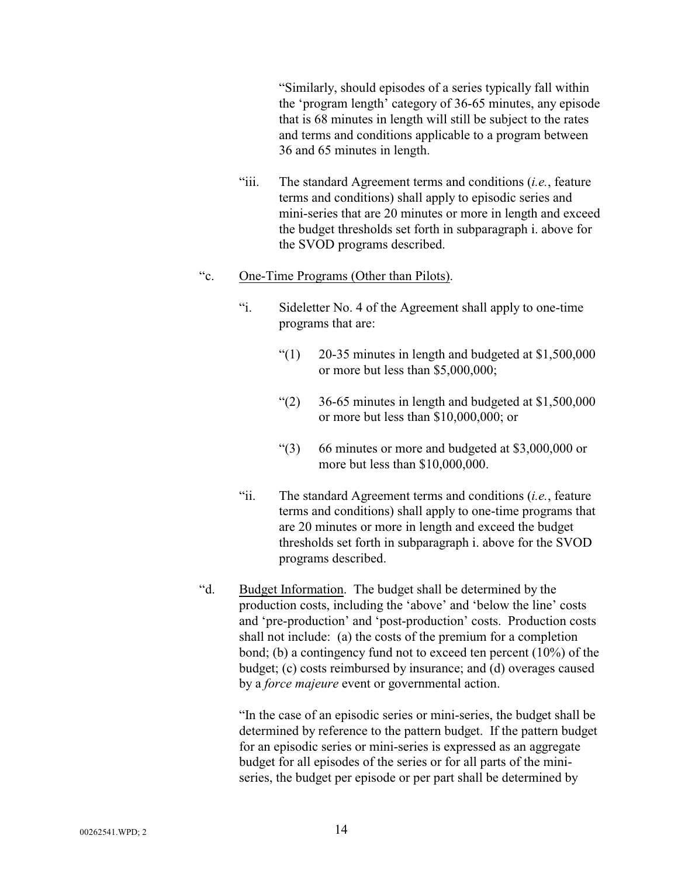"Similarly, should episodes of a series typically fall within the 'program length' category of 36-65 minutes, any episode that is 68 minutes in length will still be subject to the rates and terms and conditions applicable to a program between 36 and 65 minutes in length.

"iii. The standard Agreement terms and conditions (*i.e.*, feature terms and conditions) shall apply to episodic series and mini-series that are 20 minutes or more in length and exceed the budget thresholds set forth in subparagraph i. above for the SVOD programs described.

"c. <u>One-Time Programs (Other than Pilots)</u>.

"i. Sideletter No. 4 of the Agreement shall apply to one-time programs that are:

"(1) 20-35 minutes in length and budgeted at $1,500,000 or more but less than $5,000,000;

"(2) 36-65 minutes in length and budgeted at $1,500,000 or more but less than $10,000,000; or

"(3) 66 minutes or more and budgeted at $3,000,000 or more but less than $10,000,000.

"ii. The standard Agreement terms and conditions (*i.e.*, feature terms and conditions) shall apply to one-time programs that are 20 minutes or more in length and exceed the budget thresholds set forth in subparagraph i. above for the SVOD programs described.

"d. <u>Budget Information</u>. The budget shall be determined by the production costs, including the 'above' and 'below the line' costs and 'pre-production' and 'post-production' costs. Production costs shall not include: (a) the costs of the premium for a completion bond; (b) a contingency fund not to exceed ten percent (10%) of the budget; (c) costs reimbursed by insurance; and (d) overages caused by a *force majeure* event or governmental action.

"In the case of an episodic series or mini-series, the budget shall be determined by reference to the pattern budget. If the pattern budget for an episodic series or mini-series is expressed as an aggregate budget for all episodes of the series or for all parts of the mini-series, the budget per episode or per part shall be determined by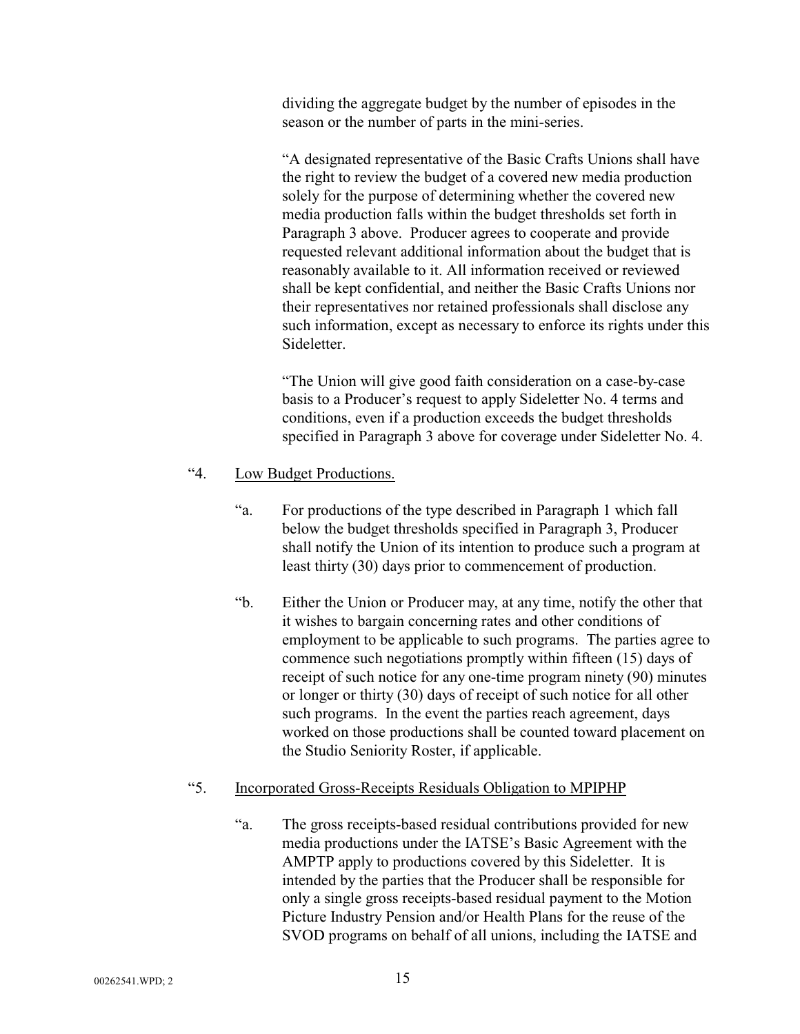dividing the aggregate budget by the number of episodes in the season or the number of parts in the mini-series.

"A designated representative of the Basic Crafts Unions shall have the right to review the budget of a covered new media production solely for the purpose of determining whether the covered new media production falls within the budget thresholds set forth in Paragraph 3 above. Producer agrees to cooperate and provide requested relevant additional information about the budget that is reasonably available to it. All information received or reviewed shall be kept confidential, and neither the Basic Crafts Unions nor their representatives nor retained professionals shall disclose any such information, except as necessary to enforce its rights under this Sideletter.

"The Union will give good faith consideration on a case-by-case basis to a Producer's request to apply Sideletter No. 4 terms and conditions, even if a production exceeds the budget thresholds specified in Paragraph 3 above for coverage under Sideletter No. 4.

"4. Low Budget Productions.

"a. For productions of the type described in Paragraph 1 which fall below the budget thresholds specified in Paragraph 3, Producer shall notify the Union of its intention to produce such a program at least thirty (30) days prior to commencement of production.

"b. Either the Union or Producer may, at any time, notify the other that it wishes to bargain concerning rates and other conditions of employment to be applicable to such programs. The parties agree to commence such negotiations promptly within fifteen (15) days of receipt of such notice for any one-time program ninety (90) minutes or longer or thirty (30) days of receipt of such notice for all other such programs. In the event the parties reach agreement, days worked on those productions shall be counted toward placement on the Studio Seniority Roster, if applicable.

"5. Incorporated Gross-Receipts Residuals Obligation to MPIPHP

"a. The gross receipts-based residual contributions provided for new media productions under the IATSE's Basic Agreement with the AMPTP apply to productions covered by this Sideletter. It is intended by the parties that the Producer shall be responsible for only a single gross receipts-based residual payment to the Motion Picture Industry Pension and/or Health Plans for the reuse of the SVOD programs on behalf of all unions, including the IATSE and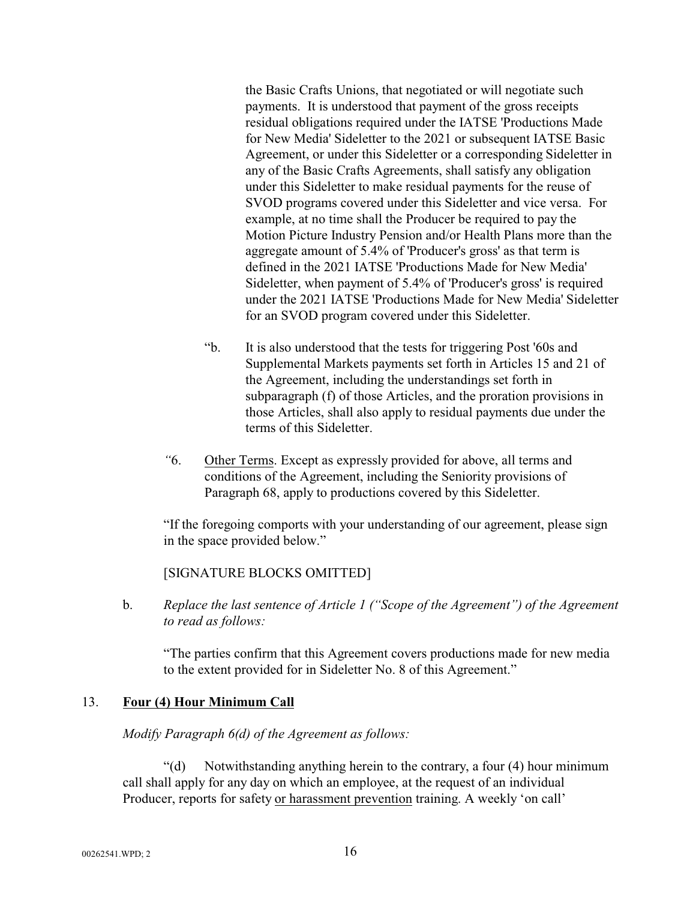the Basic Crafts Unions, that negotiated or will negotiate such payments. It is understood that payment of the gross receipts residual obligations required under the IATSE 'Productions Made for New Media' Sideletter to the 2021 or subsequent IATSE Basic Agreement, or under this Sideletter or a corresponding Sideletter in any of the Basic Crafts Agreements, shall satisfy any obligation under this Sideletter to make residual payments for the reuse of SVOD programs covered under this Sideletter and vice versa. For example, at no time shall the Producer be required to pay the Motion Picture Industry Pension and/or Health Plans more than the aggregate amount of 5.4% of 'Producer's gross' as that term is defined in the 2021 IATSE 'Productions Made for New Media' Sideletter, when payment of 5.4% of 'Producer's gross' is required under the 2021 IATSE 'Productions Made for New Media' Sideletter for an SVOD program covered under this Sideletter.

"b. It is also understood that the tests for triggering Post '60s and Supplemental Markets payments set forth in Articles 15 and 21 of the Agreement, including the understandings set forth in subparagraph (f) of those Articles, and the proration provisions in those Articles, shall also apply to residual payments due under the terms of this Sideletter.

"6. Other Terms. Except as expressly provided for above, all terms and conditions of the Agreement, including the Seniority provisions of Paragraph 68, apply to productions covered by this Sideletter.

"If the foregoing comports with your understanding of our agreement, please sign in the space provided below."

[SIGNATURE BLOCKS OMITTED]

b. *Replace the last sentence of Article 1 ("Scope of the Agreement") of the Agreement to read as follows:*

"The parties confirm that this Agreement covers productions made for new media to the extent provided for in Sideletter No. 8 of this Agreement."

## 13. **Four (4) Hour Minimum Call**

*Modify Paragraph 6(d) of the Agreement as follows:*

"(d) Notwithstanding anything herein to the contrary, a four (4) hour minimum call shall apply for any day on which an employee, at the request of an individual Producer, reports for safety or harassment prevention training. A weekly 'on call'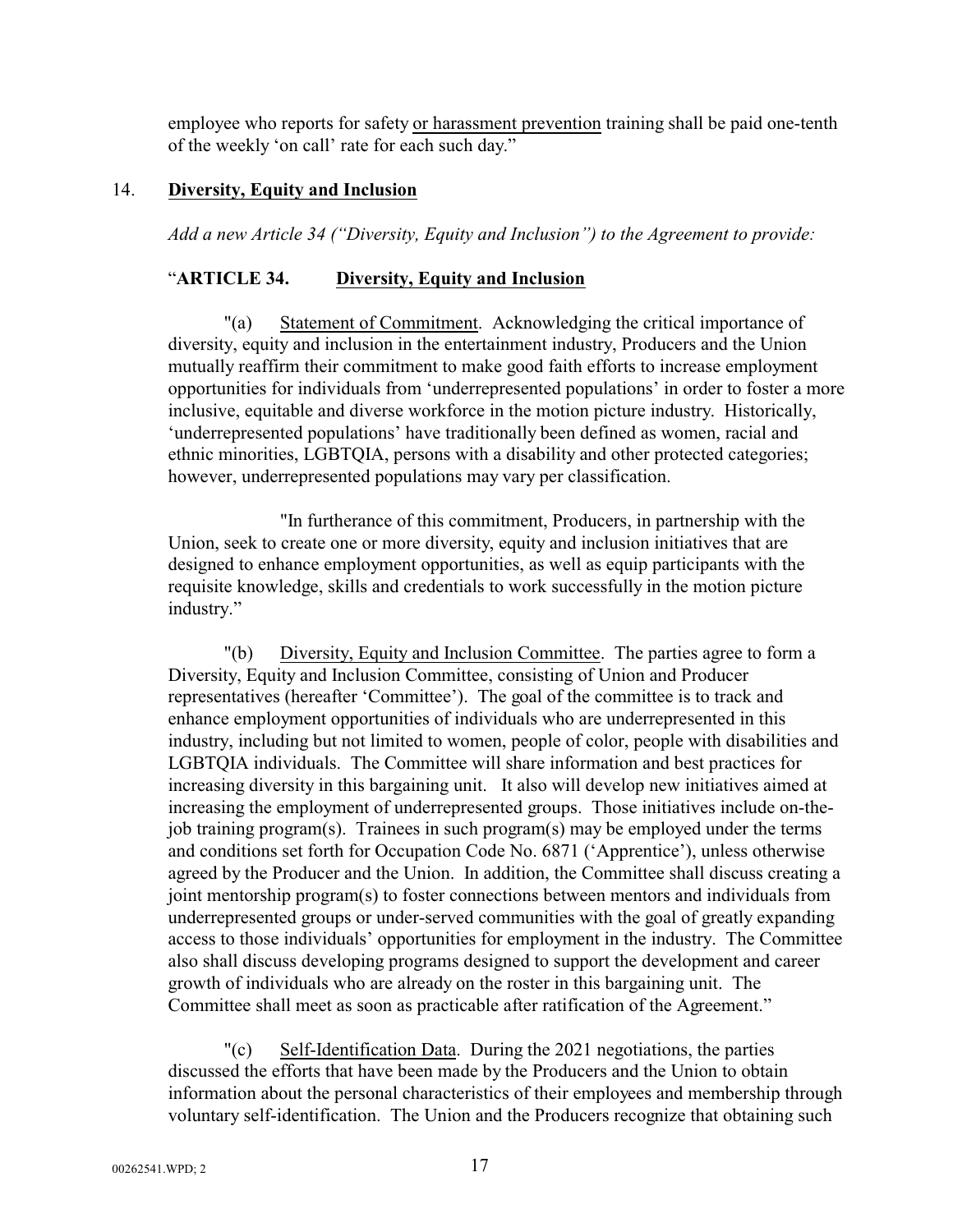employee who reports for safety or harassment prevention training shall be paid one-tenth of the weekly 'on call' rate for each such day."

## 14. **Diversity, Equity and Inclusion**

*Add a new Article 34 ("Diversity, Equity and Inclusion") to the Agreement to provide:*

"**ARTICLE 34. Diversity, Equity and Inclusion**

"(a) Statement of Commitment. Acknowledging the critical importance of diversity, equity and inclusion in the entertainment industry, Producers and the Union mutually reaffirm their commitment to make good faith efforts to increase employment opportunities for individuals from 'underrepresented populations' in order to foster a more inclusive, equitable and diverse workforce in the motion picture industry. Historically, 'underrepresented populations' have traditionally been defined as women, racial and ethnic minorities, LGBTQIA, persons with a disability and other protected categories; however, underrepresented populations may vary per classification.

"In furtherance of this commitment, Producers, in partnership with the Union, seek to create one or more diversity, equity and inclusion initiatives that are designed to enhance employment opportunities, as well as equip participants with the requisite knowledge, skills and credentials to work successfully in the motion picture industry."

"(b) Diversity, Equity and Inclusion Committee. The parties agree to form a Diversity, Equity and Inclusion Committee, consisting of Union and Producer representatives (hereafter 'Committee'). The goal of the committee is to track and enhance employment opportunities of individuals who are underrepresented in this industry, including but not limited to women, people of color, people with disabilities and LGBTQIA individuals. The Committee will share information and best practices for increasing diversity in this bargaining unit. It also will develop new initiatives aimed at increasing the employment of underrepresented groups. Those initiatives include on-the-job training program(s). Trainees in such program(s) may be employed under the terms and conditions set forth for Occupation Code No. 6871 ('Apprentice'), unless otherwise agreed by the Producer and the Union. In addition, the Committee shall discuss creating a joint mentorship program(s) to foster connections between mentors and individuals from underrepresented groups or under-served communities with the goal of greatly expanding access to those individuals' opportunities for employment in the industry. The Committee also shall discuss developing programs designed to support the development and career growth of individuals who are already on the roster in this bargaining unit. The Committee shall meet as soon as practicable after ratification of the Agreement."

"(c) Self-Identification Data. During the 2021 negotiations, the parties discussed the efforts that have been made by the Producers and the Union to obtain information about the personal characteristics of their employees and membership through voluntary self-identification. The Union and the Producers recognize that obtaining such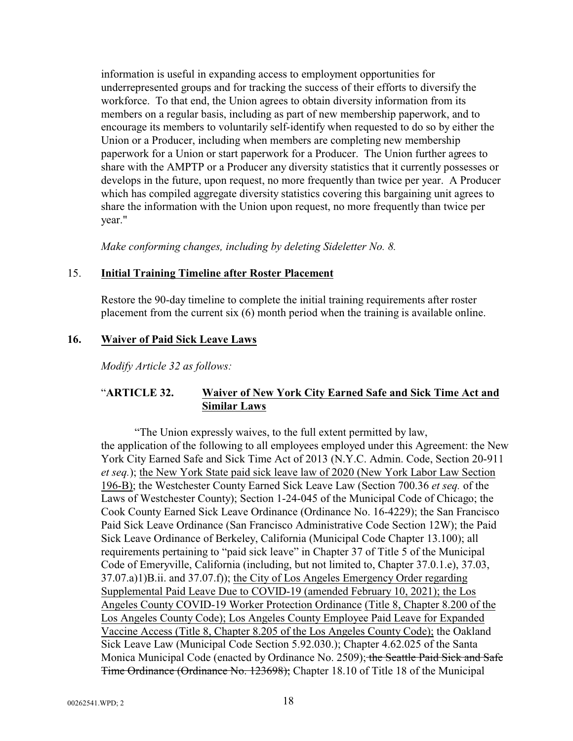information is useful in expanding access to employment opportunities for underrepresented groups and for tracking the success of their efforts to diversify the workforce. To that end, the Union agrees to obtain diversity information from its members on a regular basis, including as part of new membership paperwork, and to encourage its members to voluntarily self-identify when requested to do so by either the Union or a Producer, including when members are completing new membership paperwork for a Union or start paperwork for a Producer. The Union further agrees to share with the AMPTP or a Producer any diversity statistics that it currently possesses or develops in the future, upon request, no more frequently than twice per year. A Producer which has compiled aggregate diversity statistics covering this bargaining unit agrees to share the information with the Union upon request, no more frequently than twice per year."

*Make conforming changes, including by deleting Sideletter No. 8.*

## 15. <u>**Initial Training Timeline after Roster Placement**</u>

Restore the 90-day timeline to complete the initial training requirements after roster placement from the current six (6) month period when the training is available online.

## 16. <u>**Waiver of Paid Sick Leave Laws**</u>

*Modify Article 32 as follows:*

"**ARTICLE 32.** <u>**Waiver of New York City Earned Safe and Sick Time Act and Similar Laws**</u>

"The Union expressly waives, to the full extent permitted by law, the application of the following to all employees employed under this Agreement: the New York City Earned Safe and Sick Time Act of 2013 (N.Y.C. Admin. Code, Section 20-911 *et seq.*); <u>the New York State paid sick leave law of 2020 (New York Labor Law Section 196-B)</u>; the Westchester County Earned Sick Leave Law (Section 700.36 *et seq.* of the Laws of Westchester County); Section 1-24-045 of the Municipal Code of Chicago; the Cook County Earned Sick Leave Ordinance (Ordinance No. 16-4229); the San Francisco Paid Sick Leave Ordinance (San Francisco Administrative Code Section 12W); the Paid Sick Leave Ordinance of Berkeley, California (Municipal Code Chapter 13.100); all requirements pertaining to "paid sick leave" in Chapter 37 of Title 5 of the Municipal Code of Emeryville, California (including, but not limited to, Chapter 37.0.1.e), 37.03, 37.07.a)1)B.ii. and 37.07.f)); <u>the City of Los Angeles Emergency Order regarding Supplemental Paid Leave Due to COVID-19 (amended February 10, 2021); the Los Angeles County COVID-19 Worker Protection Ordinance (Title 8, Chapter 8.200 of the Los Angeles County Code); Los Angeles County Employee Paid Leave for Expanded Vaccine Access (Title 8, Chapter 8.205 of the Los Angeles County Code);</u> the Oakland Sick Leave Law (Municipal Code Section 5.92.030.); Chapter 4.62.025 of the Santa Monica Municipal Code (enacted by Ordinance No. 2509)~~; the Seattle Paid Sick and Safe Time Ordinance (Ordinance No. 123698)~~; Chapter 18.10 of Title 18 of the Municipal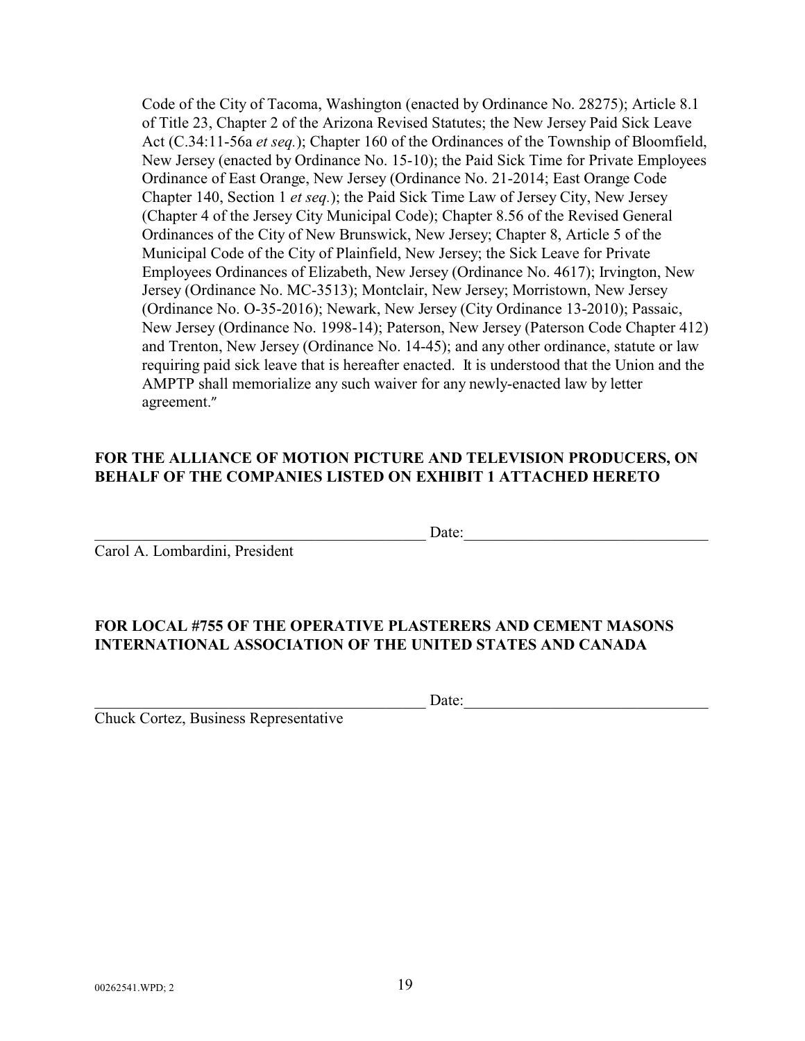Code of the City of Tacoma, Washington (enacted by Ordinance No. 28275); Article 8.1 of Title 23, Chapter 2 of the Arizona Revised Statutes; the New Jersey Paid Sick Leave Act (C.34:11-56a *et seq.*); Chapter 160 of the Ordinances of the Township of Bloomfield, New Jersey (enacted by Ordinance No. 15-10); the Paid Sick Time for Private Employees Ordinance of East Orange, New Jersey (Ordinance No. 21-2014; East Orange Code Chapter 140, Section 1 *et seq.*); the Paid Sick Time Law of Jersey City, New Jersey (Chapter 4 of the Jersey City Municipal Code); Chapter 8.56 of the Revised General Ordinances of the City of New Brunswick, New Jersey; Chapter 8, Article 5 of the Municipal Code of the City of Plainfield, New Jersey; the Sick Leave for Private Employees Ordinances of Elizabeth, New Jersey (Ordinance No. 4617); Irvington, New Jersey (Ordinance No. MC-3513); Montclair, New Jersey; Morristown, New Jersey (Ordinance No. O-35-2016); Newark, New Jersey (City Ordinance 13-2010); Passaic, New Jersey (Ordinance No. 1998-14); Paterson, New Jersey (Paterson Code Chapter 412) and Trenton, New Jersey (Ordinance No. 14-45); and any other ordinance, statute or law requiring paid sick leave that is hereafter enacted. It is understood that the Union and the AMPTP shall memorialize any such waiver for any newly-enacted law by letter agreement."

**FOR THE ALLIANCE OF MOTION PICTURE AND TELEVISION PRODUCERS, ON BEHALF OF THE COMPANIES LISTED ON EXHIBIT 1 ATTACHED HERETO**

\_\_\_\_\_\_\_\_\_\_\_\_\_\_\_\_\_\_\_\_\_\_\_\_\_\_\_\_\_\_\_\_\_\_\_\_\_\_\_\_ Date:\_\_\_\_\_\_\_\_\_\_\_\_\_\_\_\_\_\_\_\_\_\_\_\_\_\_\_\_\_\_

Carol A. Lombardini, President

**FOR LOCAL #755 OF THE OPERATIVE PLASTERERS AND CEMENT MASONS INTERNATIONAL ASSOCIATION OF THE UNITED STATES AND CANADA**

\_\_\_\_\_\_\_\_\_\_\_\_\_\_\_\_\_\_\_\_\_\_\_\_\_\_\_\_\_\_\_\_\_\_\_\_\_\_\_\_ Date:\_\_\_\_\_\_\_\_\_\_\_\_\_\_\_\_\_\_\_\_\_\_\_\_\_\_\_\_\_\_

Chuck Cortez, Business Representative

00262541.WPD; 2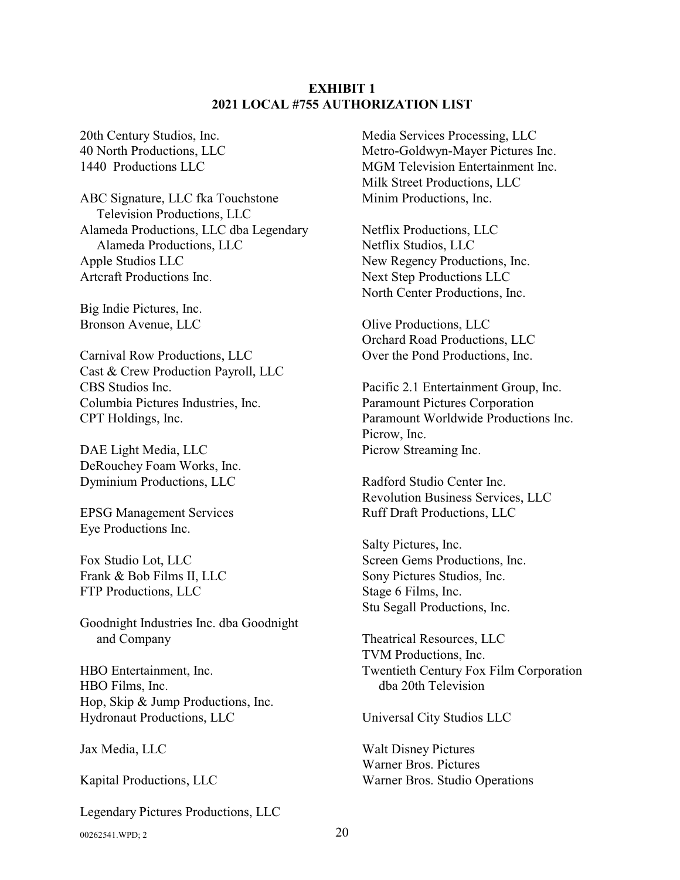**EXHIBIT 1**
**2021 LOCAL #755 AUTHORIZATION LIST**

20th Century Studios, Inc.
40 North Productions, LLC
1440 Productions LLC

ABC Signature, LLC fka Touchstone Television Productions, LLC
Alameda Productions, LLC dba Legendary Alameda Productions, LLC
Apple Studios LLC
Artcraft Productions Inc.

Big Indie Pictures, Inc.
Bronson Avenue, LLC

Carnival Row Productions, LLC
Cast & Crew Production Payroll, LLC
CBS Studios Inc.
Columbia Pictures Industries, Inc.
CPT Holdings, Inc.

DAE Light Media, LLC
DeRouchey Foam Works, Inc.
Dyminium Productions, LLC

EPSG Management Services
Eye Productions Inc.

Fox Studio Lot, LLC
Frank & Bob Films II, LLC
FTP Productions, LLC

Goodnight Industries Inc. dba Goodnight and Company

HBO Entertainment, Inc.
HBO Films, Inc.
Hop, Skip & Jump Productions, Inc.
Hydronaut Productions, LLC

Jax Media, LLC

Kapital Productions, LLC

Legendary Pictures Productions, LLC

Media Services Processing, LLC
Metro-Goldwyn-Mayer Pictures Inc.
MGM Television Entertainment Inc.
Milk Street Productions, LLC
Minim Productions, Inc.

Netflix Productions, LLC
Netflix Studios, LLC
New Regency Productions, Inc.
Next Step Productions LLC
North Center Productions, Inc.

Olive Productions, LLC
Orchard Road Productions, LLC
Over the Pond Productions, Inc.

Pacific 2.1 Entertainment Group, Inc.
Paramount Pictures Corporation
Paramount Worldwide Productions Inc.
Picrow, Inc.
Picrow Streaming Inc.

Radford Studio Center Inc.
Revolution Business Services, LLC
Ruff Draft Productions, LLC

Salty Pictures, Inc.
Screen Gems Productions, Inc.
Sony Pictures Studios, Inc.
Stage 6 Films, Inc.
Stu Segall Productions, Inc.

Theatrical Resources, LLC
TVM Productions, Inc.
Twentieth Century Fox Film Corporation dba 20th Television

Universal City Studios LLC

Walt Disney Pictures
Warner Bros. Pictures
Warner Bros. Studio Operations

00262541.WPD; 2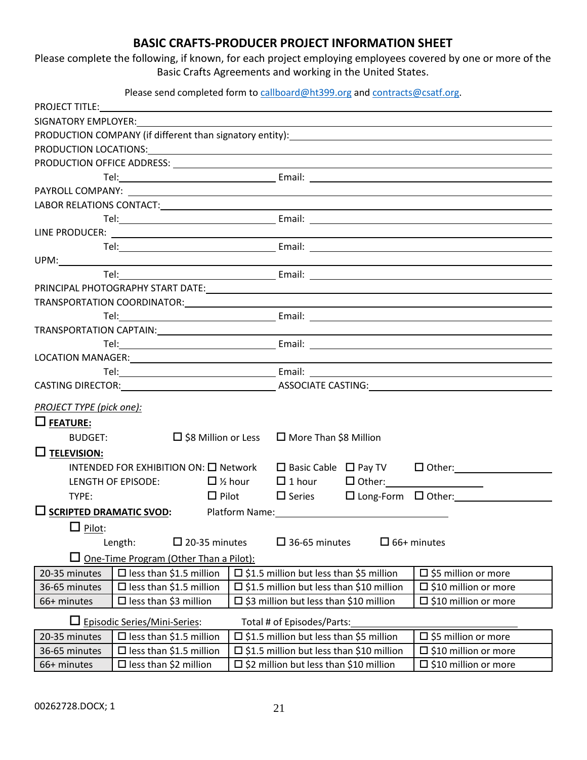## BASIC CRAFTS-PRODUCER PROJECT INFORMATION SHEET

Please complete the following, if known, for each project employing employees covered by one or more of the Basic Crafts Agreements and working in the United States.

Please send completed form to callboard@ht399.org and contracts@csatf.org.

PROJECT TITLE: \_\_\_\_\_\_\_\_\_\_

SIGNATORY EMPLOYER: \_\_\_\_\_\_\_\_\_\_

PRODUCTION COMPANY (if different than signatory entity): \_\_\_\_\_\_\_\_\_\_

PRODUCTION LOCATIONS: \_\_\_\_\_\_\_\_\_\_

PRODUCTION OFFICE ADDRESS: \_\_\_\_\_\_\_\_\_\_

Tel: \_\_\_\_\_\_\_\_\_\_ Email: \_\_\_\_\_\_\_\_\_\_

PAYROLL COMPANY: \_\_\_\_\_\_\_\_\_\_

LABOR RELATIONS CONTACT: \_\_\_\_\_\_\_\_\_\_

Tel: \_\_\_\_\_\_\_\_\_\_ Email: \_\_\_\_\_\_\_\_\_\_

LINE PRODUCER: \_\_\_\_\_\_\_\_\_\_

Tel: \_\_\_\_\_\_\_\_\_\_ Email: \_\_\_\_\_\_\_\_\_\_

UPM: \_\_\_\_\_\_\_\_\_\_

Tel: \_\_\_\_\_\_\_\_\_\_ Email: \_\_\_\_\_\_\_\_\_\_

PRINCIPAL PHOTOGRAPHY START DATE: \_\_\_\_\_\_\_\_\_\_

TRANSPORTATION COORDINATOR: \_\_\_\_\_\_\_\_\_\_

Tel: \_\_\_\_\_\_\_\_\_\_ Email: \_\_\_\_\_\_\_\_\_\_

TRANSPORTATION CAPTAIN: \_\_\_\_\_\_\_\_\_\_

Tel: \_\_\_\_\_\_\_\_\_\_ Email: \_\_\_\_\_\_\_\_\_\_

LOCATION MANAGER: \_\_\_\_\_\_\_\_\_\_

Tel: \_\_\_\_\_\_\_\_\_\_ Email: \_\_\_\_\_\_\_\_\_\_

CASTING DIRECTOR: \_\_\_\_\_\_\_\_\_\_ ASSOCIATE CASTING: \_\_\_\_\_\_\_\_\_\_

*PROJECT TYPE (pick one):*

☐ **FEATURE:**

BUDGET: ☐ \$8 Million or Less ☐ More Than \$8 Million

☐ **TELEVISION:**

INTENDED FOR EXHIBITION ON: ☐ Network ☐ Basic Cable ☐ Pay TV ☐ Other: \_\_\_\_\_\_\_\_\_\_

LENGTH OF EPISODE: ☐ ½ hour ☐ 1 hour ☐ Other: \_\_\_\_\_\_\_\_\_\_

TYPE: ☐ Pilot ☐ Series ☐ Long-Form ☐ Other: \_\_\_\_\_\_\_\_\_\_

☐ **SCRIPTED DRAMATIC SVOD:** Platform Name: \_\_\_\_\_\_\_\_\_\_

☐ Pilot:

Length: ☐ 20-35 minutes ☐ 36-65 minutes ☐ 66+ minutes

☐ One-Time Program (Other Than a Pilot):

| | | | |
|---|---|---|---|
| 20-35 minutes | ☐ less than \$1.5 million | ☐ \$1.5 million but less than \$5 million | ☐ \$5 million or more |
| 36-65 minutes | ☐ less than \$1.5 million | ☐ \$1.5 million but less than \$10 million | ☐ \$10 million or more |
| 66+ minutes | ☐ less than \$3 million | ☐ \$3 million but less than \$10 million | ☐ \$10 million or more |

☐ Episodic Series/Mini-Series: Total # of Episodes/Parts: \_\_\_\_\_\_\_\_\_\_

| | | | |
|---|---|---|---|
| 20-35 minutes | ☐ less than \$1.5 million | ☐ \$1.5 million but less than \$5 million | ☐ \$5 million or more |
| 36-65 minutes | ☐ less than \$1.5 million | ☐ \$1.5 million but less than \$10 million | ☐ \$10 million or more |
| 66+ minutes | ☐ less than \$2 million | ☐ \$2 million but less than \$10 million | ☐ \$10 million or more |

00262728.DOCX; 1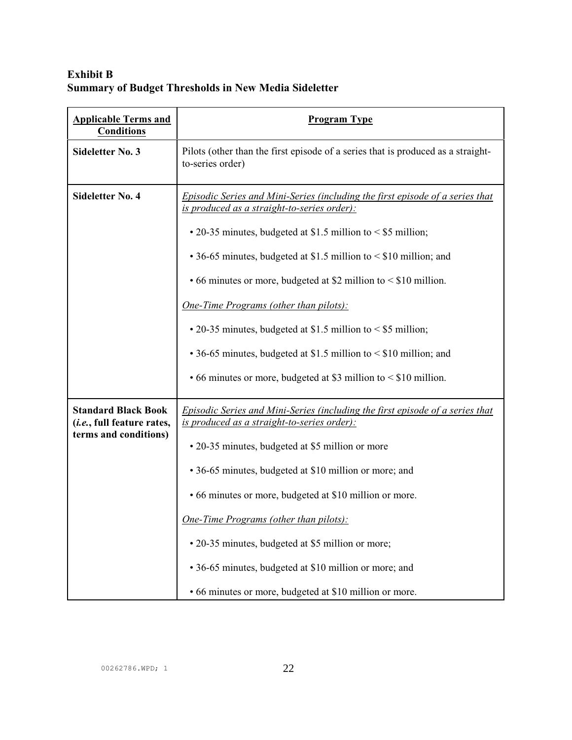**Exhibit B**
**Summary of Budget Thresholds in New Media Sideletter**

| Applicable Terms and Conditions | Program Type |
|---|---|
| **Sideletter No. 3** | Pilots (other than the first episode of a series that is produced as a straight-to-series order) |
| **Sideletter No. 4** | *Episodic Series and Mini-Series (including the first episode of a series that is produced as a straight-to-series order):*<br>• 20-35 minutes, budgeted at $1.5 million to < $5 million;<br>• 36-65 minutes, budgeted at $1.5 million to < $10 million; and<br>• 66 minutes or more, budgeted at $2 million to < $10 million.<br>*One-Time Programs (other than pilots):*<br>• 20-35 minutes, budgeted at $1.5 million to < $5 million;<br>• 36-65 minutes, budgeted at $1.5 million to < $10 million; and<br>• 66 minutes or more, budgeted at $3 million to < $10 million. |
| **Standard Black Book (*i.e.*, full feature rates, terms and conditions)** | *Episodic Series and Mini-Series (including the first episode of a series that is produced as a straight-to-series order):*<br>• 20-35 minutes, budgeted at $5 million or more<br>• 36-65 minutes, budgeted at $10 million or more; and<br>• 66 minutes or more, budgeted at $10 million or more.<br>*One-Time Programs (other than pilots):*<br>• 20-35 minutes, budgeted at $5 million or more;<br>• 36-65 minutes, budgeted at $10 million or more; and<br>• 66 minutes or more, budgeted at $10 million or more. |

00262786.WPD; 1